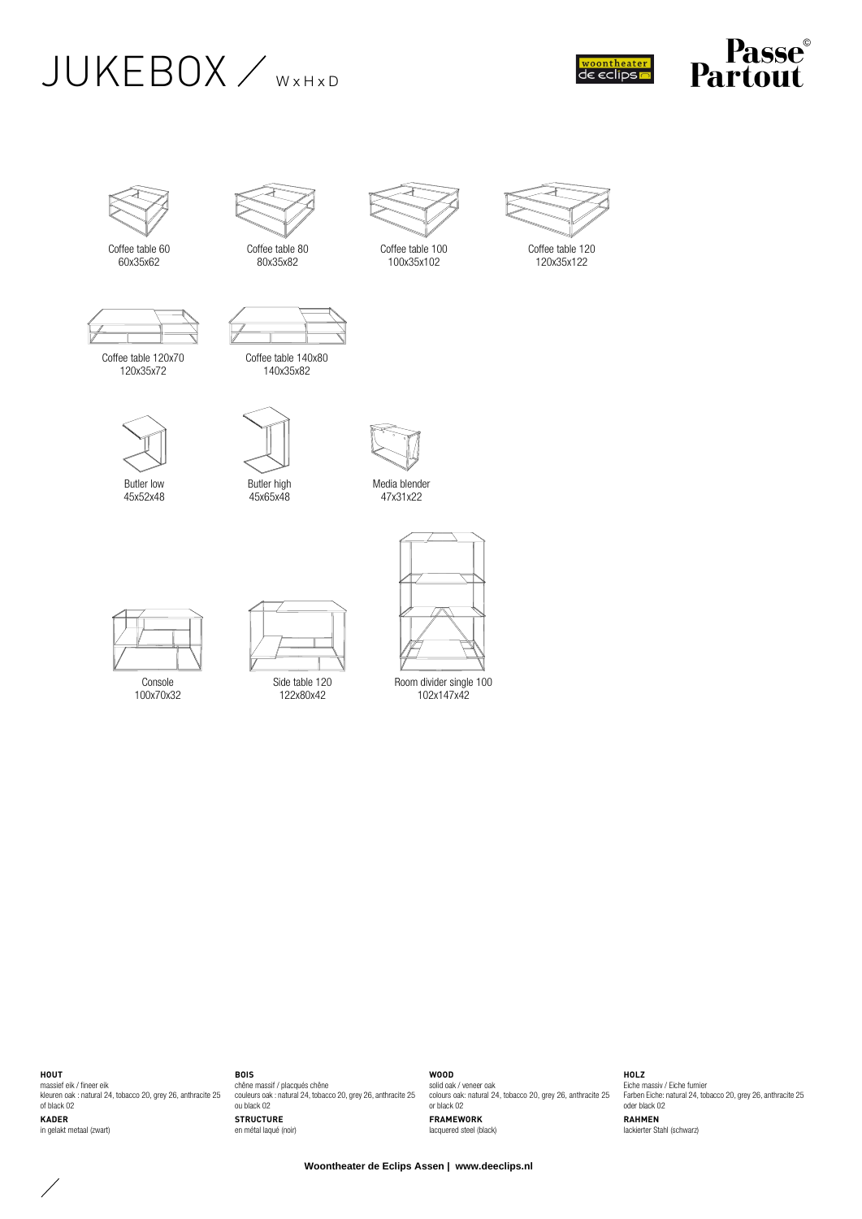# JUKEBOX / W x H x D

woontheater de eclips

Passe© Partout

Coffee table 60
60x35x62

Coffee table 80
80x35x82

Coffee table 100
100x35x102

Coffee table 120
120x35x122

Coffee table 120x70
120x35x72

Coffee table 140x80
140x35x82

Butler low
45x52x48

Butler high
45x65x48

Media blender
47x31x22

Console
100x70x32

Side table 120
122x80x42

Room divider single 100
102x147x42

**HOUT**
massief eik / fineer eik
kleuren oak : natural 24, tobacco 20, grey 26, anthracite 25 of black 02

**KADER**
in gelakt metaal (zwart)

**BOIS**
chêne massif / placqués chêne
couleurs oak : natural 24, tobacco 20, grey 26, anthracite 25 ou black 02

**STRUCTURE**
en métal laqué (noir)

**WOOD**
solid oak / veneer oak
colours oak: natural 24, tobacco 20, grey 26, anthracite 25 or black 02

**FRAMEWORK**
lacquered steel (black)

**HOLZ**
Eiche massiv / Eiche furnier
Farben Eiche: natural 24, tobacco 20, grey 26, anthracite 25 oder black 02

**RAHMEN**
lackierter Stahl (schwarz)

**Woontheater de Eclips Assen | www.deeclips.nl**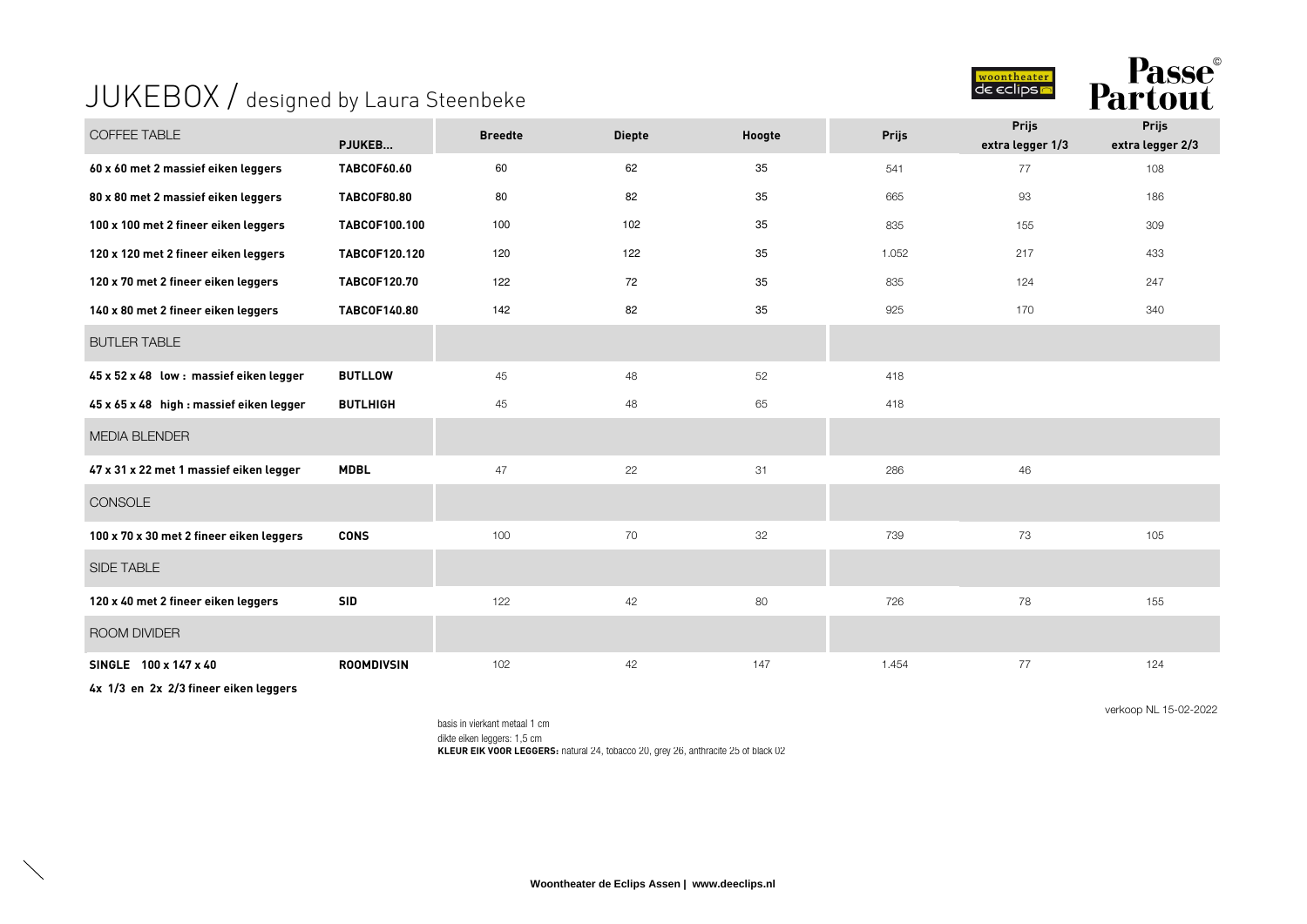# JUKEBOX / designed by Laura Steenbeke

| COFFEE TABLE | PJUKEB... | Breedte | Diepte | Hoogte | Prijs | Prijs extra legger 1/3 | Prijs extra legger 2/3 |
|---|---|---|---|---|---|---|---|
| **60 x 60 met 2 massief eiken leggers** | **TABCOF60.60** | 60 | 62 | 35 | 541 | 77 | 108 |
| **80 x 80 met 2 massief eiken leggers** | **TABCOF80.80** | 80 | 82 | 35 | 665 | 93 | 186 |
| **100 x 100 met 2 fineer eiken leggers** | **TABCOF100.100** | 100 | 102 | 35 | 835 | 155 | 309 |
| **120 x 120 met 2 fineer eiken leggers** | **TABCOF120.120** | 120 | 122 | 35 | 1.052 | 217 | 433 |
| **120 x 70 met 2 fineer eiken leggers** | **TABCOF120.70** | 122 | 72 | 35 | 835 | 124 | 247 |
| **140 x 80 met 2 fineer eiken leggers** | **TABCOF140.80** | 142 | 82 | 35 | 925 | 170 | 340 |
| BUTLER TABLE | | | | | | | |
| **45 x 52 x 48 low : massief eiken legger** | **BUTLLOW** | 45 | 48 | 52 | 418 | | |
| **45 x 65 x 48 high : massief eiken legger** | **BUTLHIGH** | 45 | 48 | 65 | 418 | | |
| MEDIA BLENDER | | | | | | | |
| **47 x 31 x 22 met 1 massief eiken legger** | **MDBL** | 47 | 22 | 31 | 286 | 46 | |
| CONSOLE | | | | | | | |
| **100 x 70 x 30 met 2 fineer eiken leggers** | **CONS** | 100 | 70 | 32 | 739 | 73 | 105 |
| SIDE TABLE | | | | | | | |
| **120 x 40 met 2 fineer eiken leggers** | **SID** | 122 | 42 | 80 | 726 | 78 | 155 |
| ROOM DIVIDER | | | | | | | |
| **SINGLE 100 x 147 x 40** | **ROOMDIVSIN** | 102 | 42 | 147 | 1.454 | 77 | 124 |

**4x 1/3 en 2x 2/3 fineer eiken leggers**

verkoop NL 15-02-2022

basis in vierkant metaal 1 cm

dikte eiken leggers: 1,5 cm

**KLEUR EIK VOOR LEGGERS:** natural 24, tobacco 20, grey 26, anthracite 25 of black 02

**Woontheater de Eclips Assen | www.deeclips.nl**